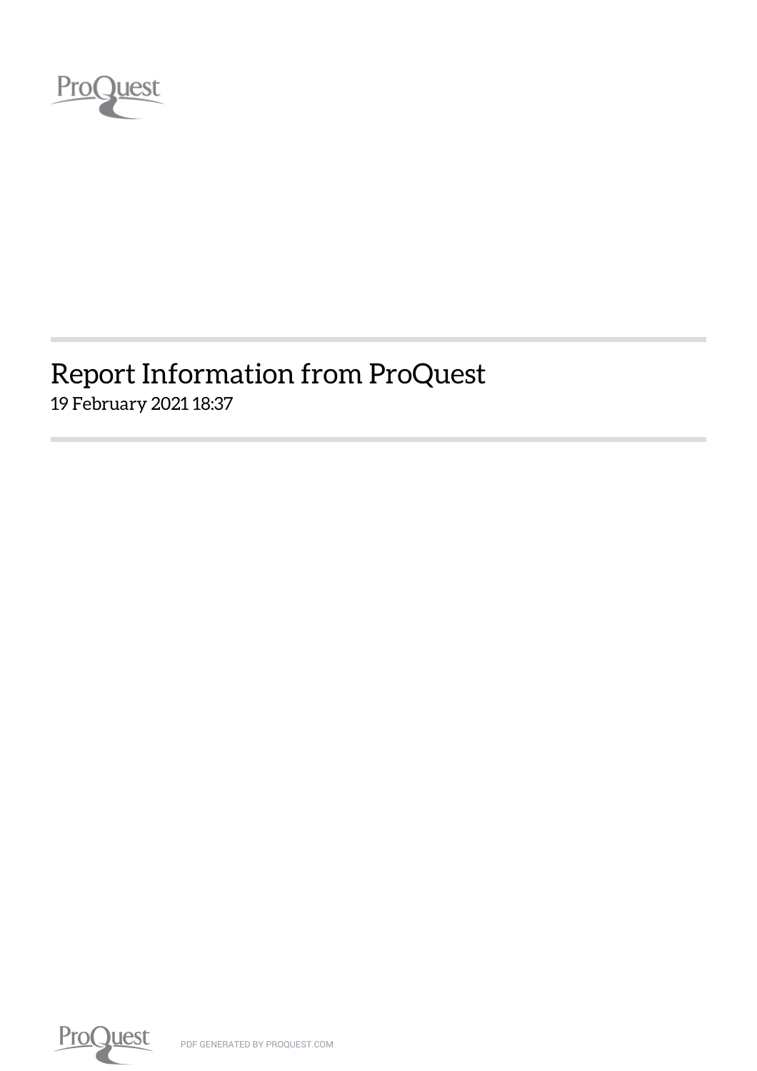# Report Information from ProQuest

19 February 2021 18:37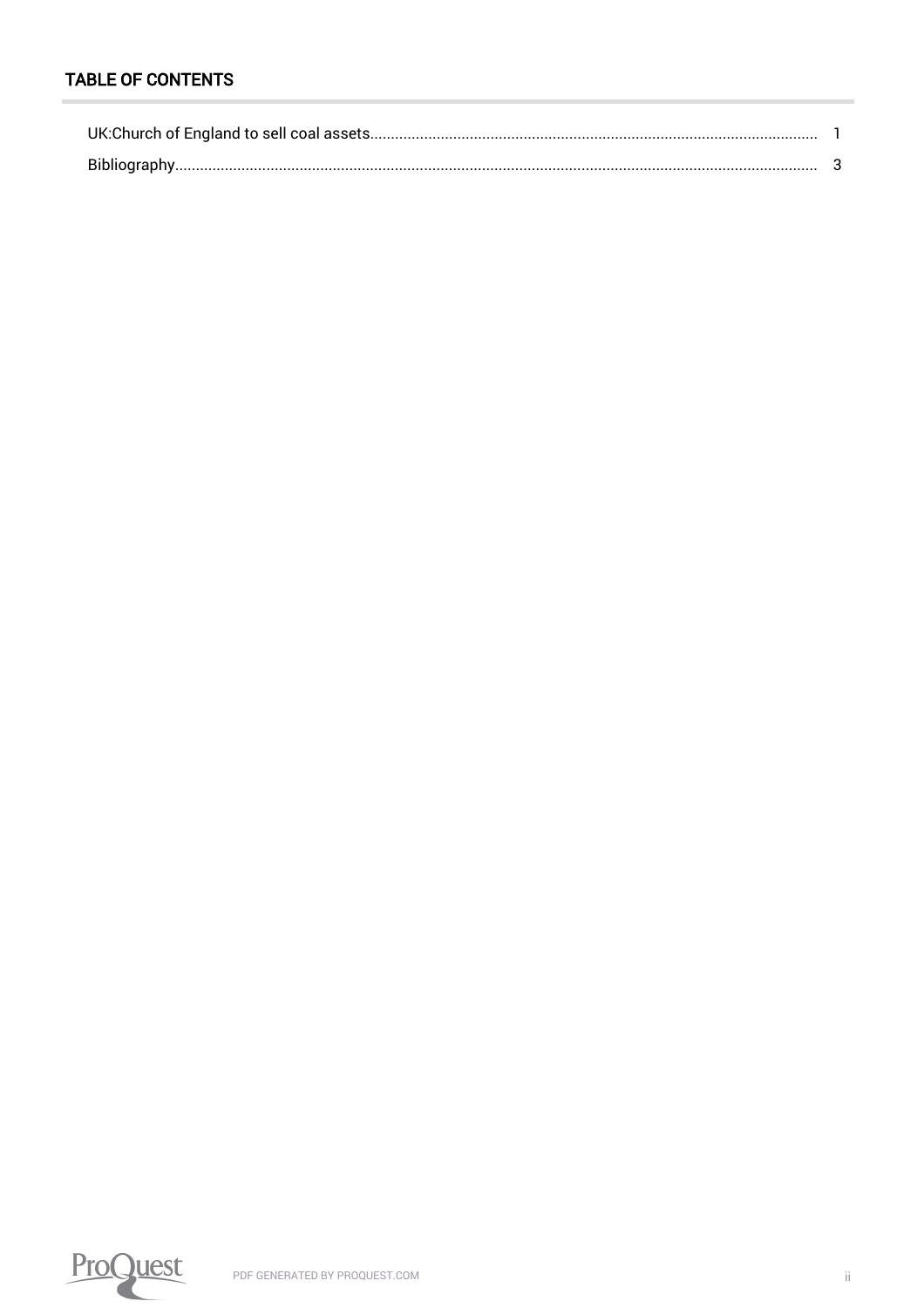# TABLE OF CONTENTS

UK:Church of England to sell coal assets........................................................................................................... 1

Bibliography........................................................................................................................................................... 3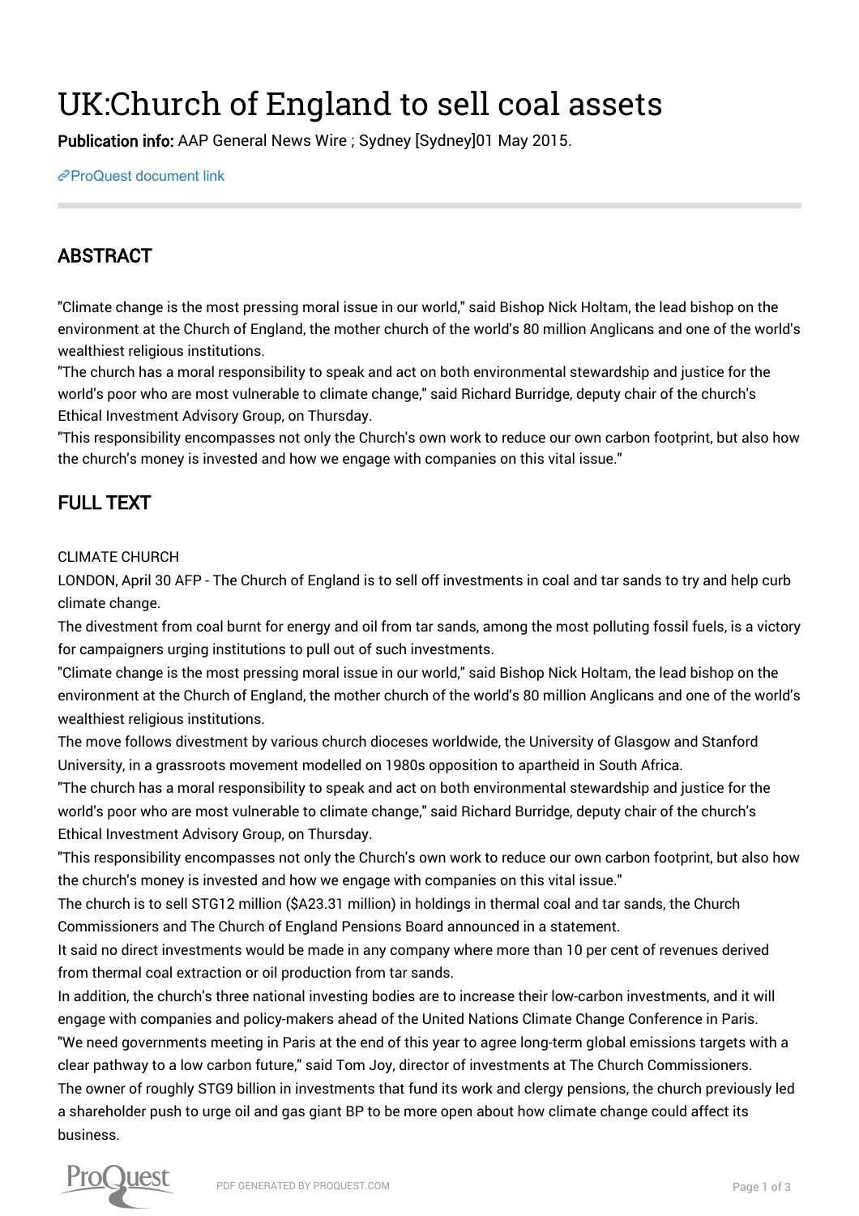# UK:Church of England to sell coal assets

**Publication info:** AAP General News Wire ; Sydney [Sydney]01 May 2015.

ProQuest document link

## ABSTRACT

"Climate change is the most pressing moral issue in our world," said Bishop Nick Holtam, the lead bishop on the environment at the Church of England, the mother church of the world's 80 million Anglicans and one of the world's wealthiest religious institutions.

"The church has a moral responsibility to speak and act on both environmental stewardship and justice for the world's poor who are most vulnerable to climate change," said Richard Burridge, deputy chair of the church's Ethical Investment Advisory Group, on Thursday.

"This responsibility encompasses not only the Church's own work to reduce our own carbon footprint, but also how the church's money is invested and how we engage with companies on this vital issue."

## FULL TEXT

CLIMATE CHURCH

LONDON, April 30 AFP - The Church of England is to sell off investments in coal and tar sands to try and help curb climate change.

The divestment from coal burnt for energy and oil from tar sands, among the most polluting fossil fuels, is a victory for campaigners urging institutions to pull out of such investments.

"Climate change is the most pressing moral issue in our world," said Bishop Nick Holtam, the lead bishop on the environment at the Church of England, the mother church of the world's 80 million Anglicans and one of the world's wealthiest religious institutions.

The move follows divestment by various church dioceses worldwide, the University of Glasgow and Stanford University, in a grassroots movement modelled on 1980s opposition to apartheid in South Africa.

"The church has a moral responsibility to speak and act on both environmental stewardship and justice for the world's poor who are most vulnerable to climate change," said Richard Burridge, deputy chair of the church's Ethical Investment Advisory Group, on Thursday.

"This responsibility encompasses not only the Church's own work to reduce our own carbon footprint, but also how the church's money is invested and how we engage with companies on this vital issue."

The church is to sell STG12 million ($A23.31 million) in holdings in thermal coal and tar sands, the Church Commissioners and The Church of England Pensions Board announced in a statement.

It said no direct investments would be made in any company where more than 10 per cent of revenues derived from thermal coal extraction or oil production from tar sands.

In addition, the church's three national investing bodies are to increase their low-carbon investments, and it will engage with companies and policy-makers ahead of the United Nations Climate Change Conference in Paris.

"We need governments meeting in Paris at the end of this year to agree long-term global emissions targets with a clear pathway to a low carbon future," said Tom Joy, director of investments at The Church Commissioners.

The owner of roughly STG9 billion in investments that fund its work and clergy pensions, the church previously led a shareholder push to urge oil and gas giant BP to be more open about how climate change could affect its business.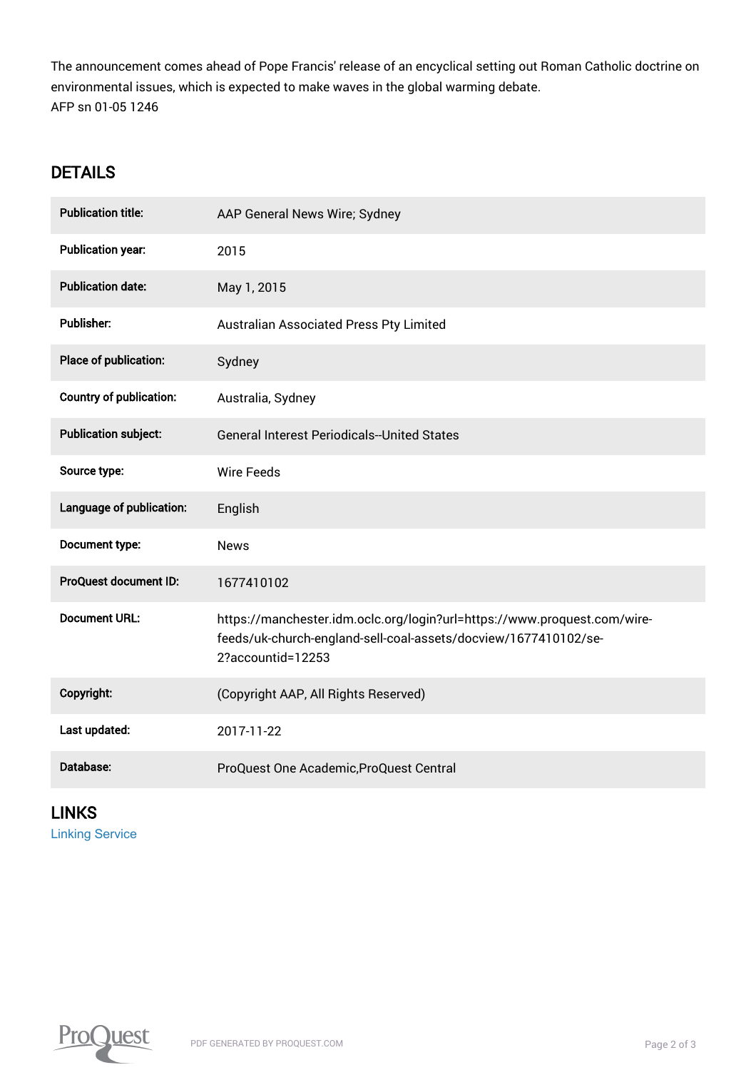The announcement comes ahead of Pope Francis' release of an encyclical setting out Roman Catholic doctrine on environmental issues, which is expected to make waves in the global warming debate.
AFP sn 01-05 1246

## DETAILS

| | |
|---|---|
| **Publication title:** | AAP General News Wire; Sydney |
| **Publication year:** | 2015 |
| **Publication date:** | May 1, 2015 |
| **Publisher:** | Australian Associated Press Pty Limited |
| **Place of publication:** | Sydney |
| **Country of publication:** | Australia, Sydney |
| **Publication subject:** | General Interest Periodicals--United States |
| **Source type:** | Wire Feeds |
| **Language of publication:** | English |
| **Document type:** | News |
| **ProQuest document ID:** | 1677410102 |
| **Document URL:** | https://manchester.idm.oclc.org/login?url=https://www.proquest.com/wire-feeds/uk-church-england-sell-coal-assets/docview/1677410102/se-2?accountid=12253 |
| **Copyright:** | (Copyright AAP, All Rights Reserved) |
| **Last updated:** | 2017-11-22 |
| **Database:** | ProQuest One Academic,ProQuest Central |

## LINKS

Linking Service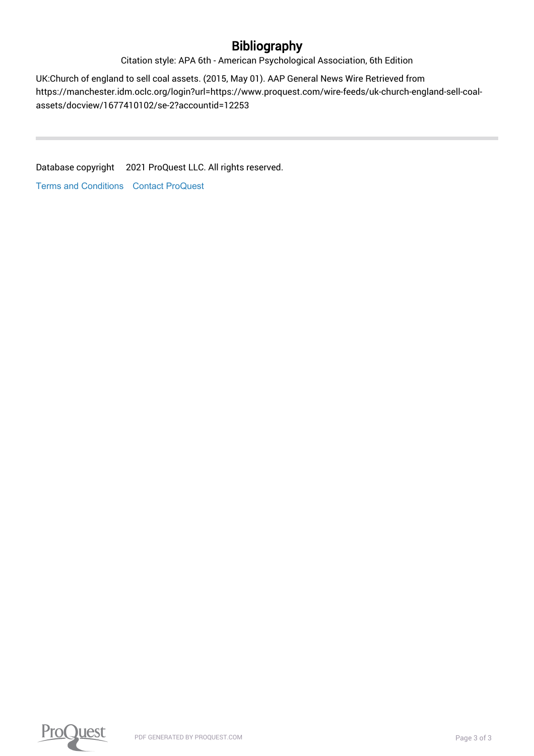# Bibliography

Citation style: APA 6th - American Psychological Association, 6th Edition

UK:Church of england to sell coal assets. (2015, May 01). AAP General News Wire Retrieved from https://manchester.idm.oclc.org/login?url=https://www.proquest.com/wire-feeds/uk-church-england-sell-coal-assets/docview/1677410102/se-2?accountid=12253

---

Database copyright 2021 ProQuest LLC. All rights reserved.

Terms and Conditions Contact ProQuest